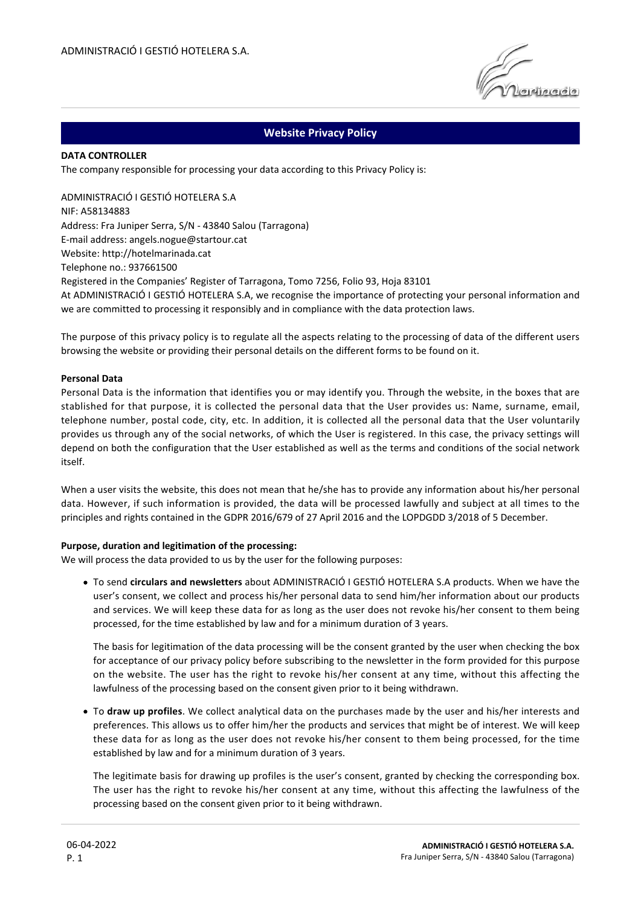## Website Privacy Policy

**DATA CONTROLLER**

The company responsible for processing your data according to this Privacy Policy is:

ADMINISTRACIÓ I GESTIÓ HOTELERA S.A
NIF: A58134883
Address: Fra Juniper Serra, S/N - 43840 Salou (Tarragona)
E-mail address: angels.nogue@startour.cat
Website: http://hotelmarinada.cat
Telephone no.: 937661500
Registered in the Companies' Register of Tarragona, Tomo 7256, Folio 93, Hoja 83101

At ADMINISTRACIÓ I GESTIÓ HOTELERA S.A, we recognise the importance of protecting your personal information and we are committed to processing it responsibly and in compliance with the data protection laws.

The purpose of this privacy policy is to regulate all the aspects relating to the processing of data of the different users browsing the website or providing their personal details on the different forms to be found on it.

**Personal Data**

Personal Data is the information that identifies you or may identify you. Through the website, in the boxes that are stablished for that purpose, it is collected the personal data that the User provides us: Name, surname, email, telephone number, postal code, city, etc. In addition, it is collected all the personal data that the User voluntarily provides us through any of the social networks, of which the User is registered. In this case, the privacy settings will depend on both the configuration that the User established as well as the terms and conditions of the social network itself.

When a user visits the website, this does not mean that he/she has to provide any information about his/her personal data. However, if such information is provided, the data will be processed lawfully and subject at all times to the principles and rights contained in the GDPR 2016/679 of 27 April 2016 and the LOPDGDD 3/2018 of 5 December.

**Purpose, duration and legitimation of the processing:**

We will process the data provided to us by the user for the following purposes:

- To send **circulars and newsletters** about ADMINISTRACIÓ I GESTIÓ HOTELERA S.A products. When we have the user's consent, we collect and process his/her personal data to send him/her information about our products and services. We will keep these data for as long as the user does not revoke his/her consent to them being processed, for the time established by law and for a minimum duration of 3 years.

  The basis for legitimation of the data processing will be the consent granted by the user when checking the box for acceptance of our privacy policy before subscribing to the newsletter in the form provided for this purpose on the website. The user has the right to revoke his/her consent at any time, without this affecting the lawfulness of the processing based on the consent given prior to it being withdrawn.

- To **draw up profiles**. We collect analytical data on the purchases made by the user and his/her interests and preferences. This allows us to offer him/her the products and services that might be of interest. We will keep these data for as long as the user does not revoke his/her consent to them being processed, for the time established by law and for a minimum duration of 3 years.

  The legitimate basis for drawing up profiles is the user's consent, granted by checking the corresponding box. The user has the right to revoke his/her consent at any time, without this affecting the lawfulness of the processing based on the consent given prior to it being withdrawn.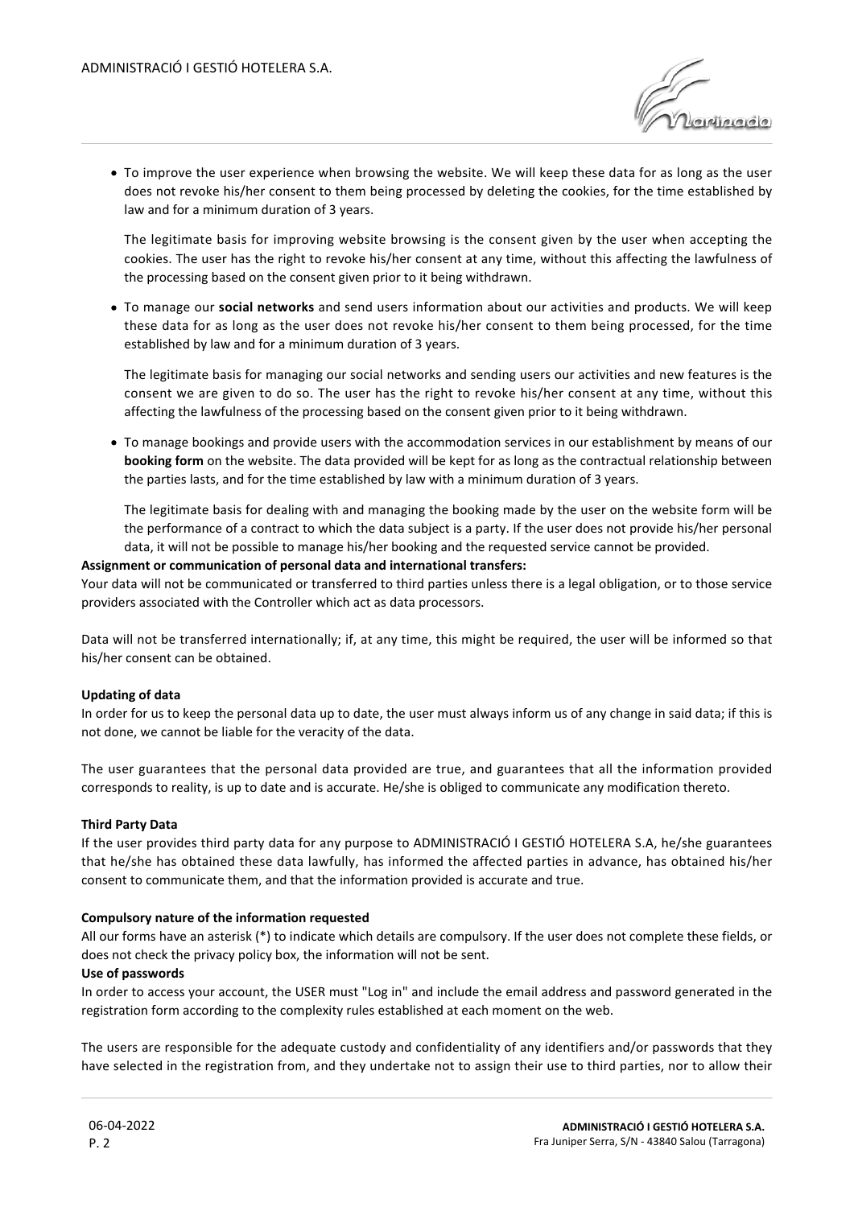- To improve the user experience when browsing the website. We will keep these data for as long as the user does not revoke his/her consent to them being processed by deleting the cookies, for the time established by law and for a minimum duration of 3 years.

  The legitimate basis for improving website browsing is the consent given by the user when accepting the cookies. The user has the right to revoke his/her consent at any time, without this affecting the lawfulness of the processing based on the consent given prior to it being withdrawn.

- To manage our **social networks** and send users information about our activities and products. We will keep these data for as long as the user does not revoke his/her consent to them being processed, for the time established by law and for a minimum duration of 3 years.

  The legitimate basis for managing our social networks and sending users our activities and new features is the consent we are given to do so. The user has the right to revoke his/her consent at any time, without this affecting the lawfulness of the processing based on the consent given prior to it being withdrawn.

- To manage bookings and provide users with the accommodation services in our establishment by means of our **booking form** on the website. The data provided will be kept for as long as the contractual relationship between the parties lasts, and for the time established by law with a minimum duration of 3 years.

  The legitimate basis for dealing with and managing the booking made by the user on the website form will be the performance of a contract to which the data subject is a party. If the user does not provide his/her personal data, it will not be possible to manage his/her booking and the requested service cannot be provided.

**Assignment or communication of personal data and international transfers:**

Your data will not be communicated or transferred to third parties unless there is a legal obligation, or to those service providers associated with the Controller which act as data processors.

Data will not be transferred internationally; if, at any time, this might be required, the user will be informed so that his/her consent can be obtained.

**Updating of data**

In order for us to keep the personal data up to date, the user must always inform us of any change in said data; if this is not done, we cannot be liable for the veracity of the data.

The user guarantees that the personal data provided are true, and guarantees that all the information provided corresponds to reality, is up to date and is accurate. He/she is obliged to communicate any modification thereto.

**Third Party Data**

If the user provides third party data for any purpose to ADMINISTRACIÓ I GESTIÓ HOTELERA S.A, he/she guarantees that he/she has obtained these data lawfully, has informed the affected parties in advance, has obtained his/her consent to communicate them, and that the information provided is accurate and true.

**Compulsory nature of the information requested**

All our forms have an asterisk (*) to indicate which details are compulsory. If the user does not complete these fields, or does not check the privacy policy box, the information will not be sent.

**Use of passwords**

In order to access your account, the USER must "Log in" and include the email address and password generated in the registration form according to the complexity rules established at each moment on the web.

The users are responsible for the adequate custody and confidentiality of any identifiers and/or passwords that they have selected in the registration from, and they undertake not to assign their use to third parties, nor to allow their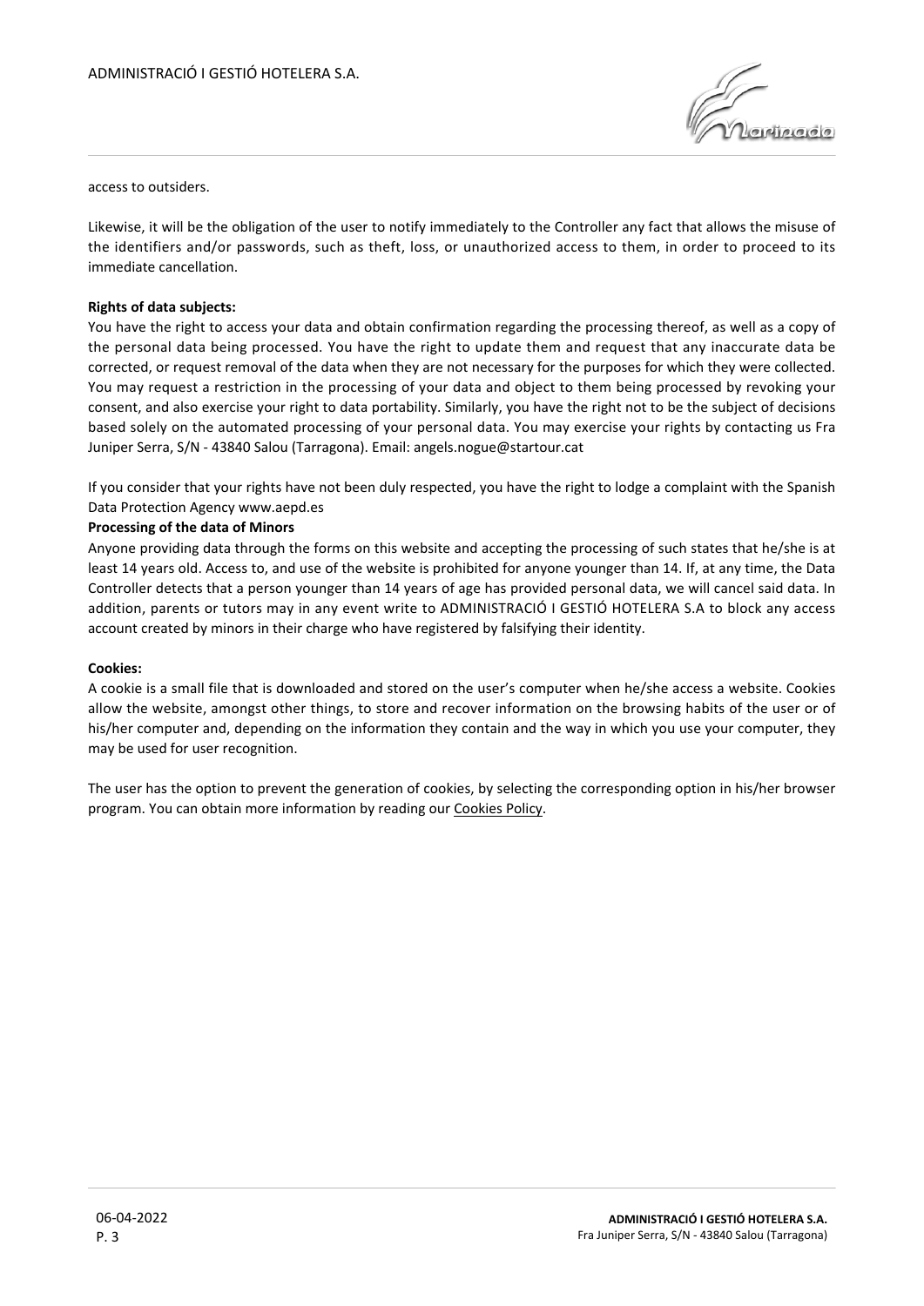access to outsiders.

Likewise, it will be the obligation of the user to notify immediately to the Controller any fact that allows the misuse of the identifiers and/or passwords, such as theft, loss, or unauthorized access to them, in order to proceed to its immediate cancellation.

**Rights of data subjects:**

You have the right to access your data and obtain confirmation regarding the processing thereof, as well as a copy of the personal data being processed. You have the right to update them and request that any inaccurate data be corrected, or request removal of the data when they are not necessary for the purposes for which they were collected. You may request a restriction in the processing of your data and object to them being processed by revoking your consent, and also exercise your right to data portability. Similarly, you have the right not to be the subject of decisions based solely on the automated processing of your personal data. You may exercise your rights by contacting us Fra Juniper Serra, S/N - 43840 Salou (Tarragona). Email: angels.nogue@startour.cat

If you consider that your rights have not been duly respected, you have the right to lodge a complaint with the Spanish Data Protection Agency www.aepd.es

**Processing of the data of Minors**

Anyone providing data through the forms on this website and accepting the processing of such states that he/she is at least 14 years old. Access to, and use of the website is prohibited for anyone younger than 14. If, at any time, the Data Controller detects that a person younger than 14 years of age has provided personal data, we will cancel said data. In addition, parents or tutors may in any event write to ADMINISTRACIÓ I GESTIÓ HOTELERA S.A to block any access account created by minors in their charge who have registered by falsifying their identity.

**Cookies:**

A cookie is a small file that is downloaded and stored on the user's computer when he/she access a website. Cookies allow the website, amongst other things, to store and recover information on the browsing habits of the user or of his/her computer and, depending on the information they contain and the way in which you use your computer, they may be used for user recognition.

The user has the option to prevent the generation of cookies, by selecting the corresponding option in his/her browser program. You can obtain more information by reading our Cookies Policy.